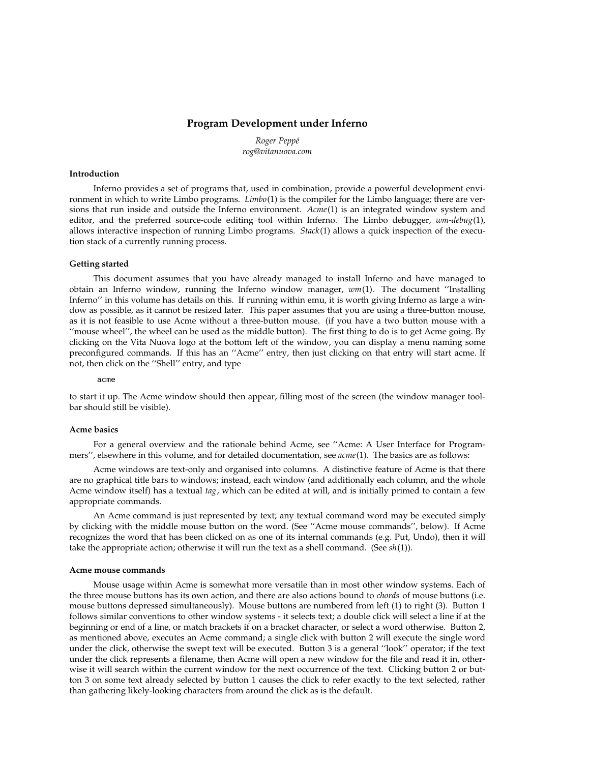# Program Development under Inferno

*Roger Peppé*
*rog@vitanuova.com*

### Introduction

Inferno provides a set of programs that, used in combination, provide a powerful development environment in which to write Limbo programs. *Limbo*(1) is the compiler for the Limbo language; there are versions that run inside and outside the Inferno environment. *Acme*(1) is an integrated window system and editor, and the preferred source-code editing tool within Inferno. The Limbo debugger, *wm-debug*(1), allows interactive inspection of running Limbo programs. *Stack*(1) allows a quick inspection of the execution stack of a currently running process.

### Getting started

This document assumes that you have already managed to install Inferno and have managed to obtain an Inferno window, running the Inferno window manager, *wm*(1). The document ''Installing Inferno'' in this volume has details on this. If running within emu, it is worth giving Inferno as large a window as possible, as it cannot be resized later. This paper assumes that you are using a three-button mouse, as it is not feasible to use Acme without a three-button mouse. (if you have a two button mouse with a ''mouse wheel'', the wheel can be used as the middle button). The first thing to do is to get Acme going. By clicking on the Vita Nuova logo at the bottom left of the window, you can display a menu naming some preconfigured commands. If this has an ''Acme'' entry, then just clicking on that entry will start acme. If not, then click on the ''Shell'' entry, and type

```
acme
```

to start it up. The Acme window should then appear, filling most of the screen (the window manager toolbar should still be visible).

### Acme basics

For a general overview and the rationale behind Acme, see ''Acme: A User Interface for Programmers'', elsewhere in this volume, and for detailed documentation, see *acme*(1). The basics are as follows:

Acme windows are text-only and organised into columns. A distinctive feature of Acme is that there are no graphical title bars to windows; instead, each window (and additionally each column, and the whole Acme window itself) has a textual *tag*, which can be edited at will, and is initially primed to contain a few appropriate commands.

An Acme command is just represented by text; any textual command word may be executed simply by clicking with the middle mouse button on the word. (See ''Acme mouse commands'', below). If Acme recognizes the word that has been clicked on as one of its internal commands (e.g. Put, Undo), then it will take the appropriate action; otherwise it will run the text as a shell command. (See *sh*(1)).

### Acme mouse commands

Mouse usage within Acme is somewhat more versatile than in most other window systems. Each of the three mouse buttons has its own action, and there are also actions bound to *chords* of mouse buttons (i.e. mouse buttons depressed simultaneously). Mouse buttons are numbered from left (1) to right (3). Button 1 follows similar conventions to other window systems - it selects text; a double click will select a line if at the beginning or end of a line, or match brackets if on a bracket character, or select a word otherwise. Button 2, as mentioned above, executes an Acme command; a single click with button 2 will execute the single word under the click, otherwise the swept text will be executed. Button 3 is a general ''look'' operator; if the text under the click represents a filename, then Acme will open a new window for the file and read it in, otherwise it will search within the current window for the next occurrence of the text. Clicking button 2 or button 3 on some text already selected by button 1 causes the click to refer exactly to the text selected, rather than gathering likely-looking characters from around the click as is the default.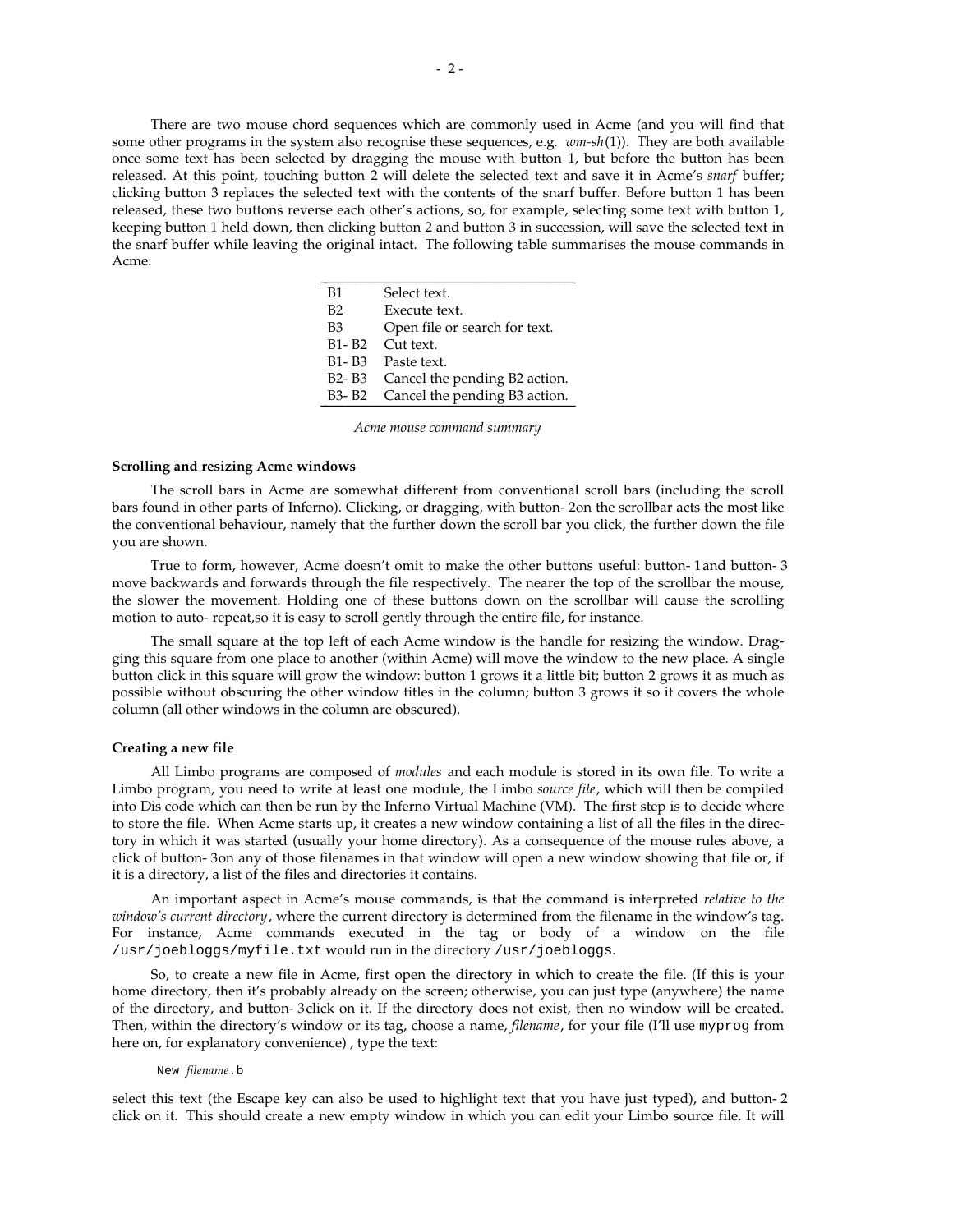There are two mouse chord sequences which are commonly used in Acme (and you will find that some other programs in the system also recognise these sequences, e.g. *wm-sh*(1)). They are both available once some text has been selected by dragging the mouse with button 1, but before the button has been released. At this point, touching button 2 will delete the selected text and save it in Acme's *snarf* buffer; clicking button 3 replaces the selected text with the contents of the snarf buffer. Before button 1 has been released, these two buttons reverse each other's actions, so, for example, selecting some text with button 1, keeping button 1 held down, then clicking button 2 and button 3 in succession, will save the selected text in the snarf buffer while leaving the original intact. The following table summarises the mouse commands in Acme:

| | |
|---|---|
| B1 | Select text. |
| B2 | Execute text. |
| B3 | Open file or search for text. |
| B1- B2 | Cut text. |
| B1- B3 | Paste text. |
| B2- B3 | Cancel the pending B2 action. |
| B3- B2 | Cancel the pending B3 action. |

*Acme mouse command summary*

### Scrolling and resizing Acme windows

The scroll bars in Acme are somewhat different from conventional scroll bars (including the scroll bars found in other parts of Inferno). Clicking, or dragging, with button- 2on the scrollbar acts the most like the conventional behaviour, namely that the further down the scroll bar you click, the further down the file you are shown.

True to form, however, Acme doesn't omit to make the other buttons useful: button- 1and button- 3 move backwards and forwards through the file respectively. The nearer the top of the scrollbar the mouse, the slower the movement. Holding one of these buttons down on the scrollbar will cause the scrolling motion to auto- repeat,so it is easy to scroll gently through the entire file, for instance.

The small square at the top left of each Acme window is the handle for resizing the window. Dragging this square from one place to another (within Acme) will move the window to the new place. A single button click in this square will grow the window: button 1 grows it a little bit; button 2 grows it as much as possible without obscuring the other window titles in the column; button 3 grows it so it covers the whole column (all other windows in the column are obscured).

### Creating a new file

All Limbo programs are composed of *modules* and each module is stored in its own file. To write a Limbo program, you need to write at least one module, the Limbo *source file*, which will then be compiled into Dis code which can then be run by the Inferno Virtual Machine (VM). The first step is to decide where to store the file. When Acme starts up, it creates a new window containing a list of all the files in the directory in which it was started (usually your home directory). As a consequence of the mouse rules above, a click of button- 3on any of those filenames in that window will open a new window showing that file or, if it is a directory, a list of the files and directories it contains.

An important aspect in Acme's mouse commands, is that the command is interpreted *relative to the window's current directory*, where the current directory is determined from the filename in the window's tag. For instance, Acme commands executed in the tag or body of a window on the file `/usr/joebloggs/myfile.txt` would run in the directory `/usr/joebloggs`.

So, to create a new file in Acme, first open the directory in which to create the file. (If this is your home directory, then it's probably already on the screen; otherwise, you can just type (anywhere) the name of the directory, and button- 3click on it. If the directory does not exist, then no window will be created. Then, within the directory's window or its tag, choose a name, *filename*, for your file (I'll use `myprog` from here on, for explanatory convenience) , type the text:

`New` *filename*`.b`

select this text (the Escape key can also be used to highlight text that you have just typed), and button- 2 click on it. This should create a new empty window in which you can edit your Limbo source file. It will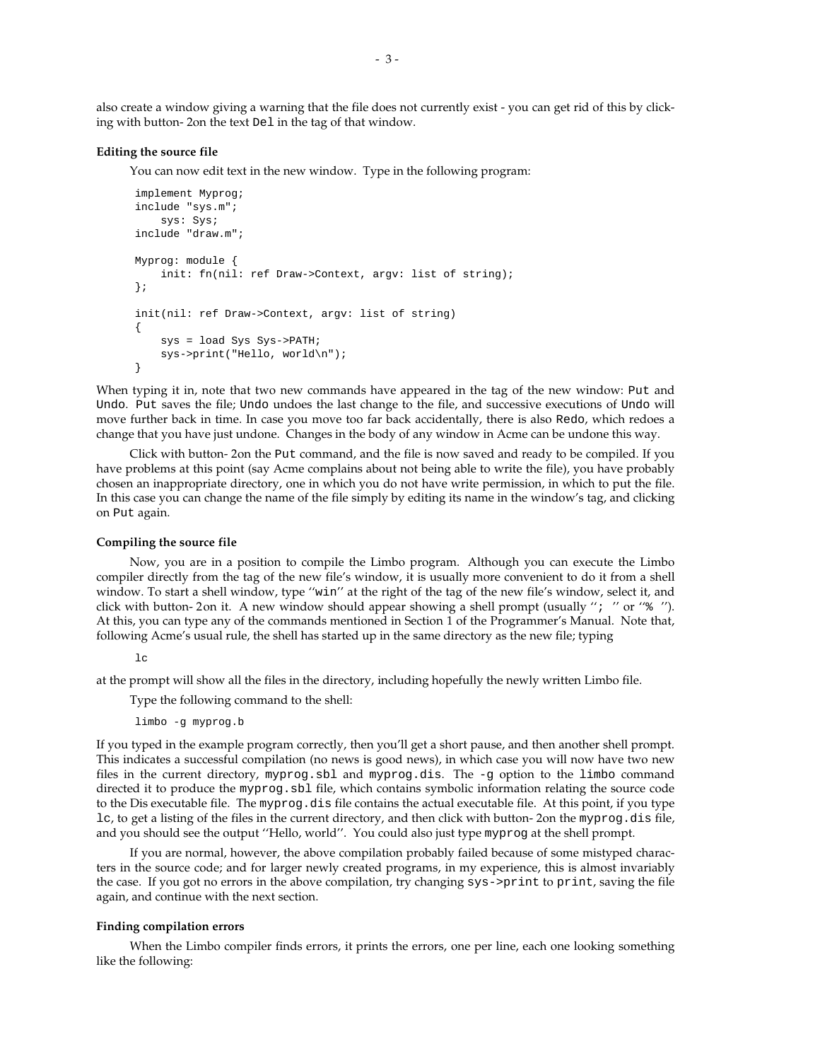also create a window giving a warning that the file does not currently exist - you can get rid of this by clicking with button-2on the text `Del` in the tag of that window.

**Editing the source file**

You can now edit text in the new window. Type in the following program:

```
implement Myprog;
include "sys.m";
    sys: Sys;
include "draw.m";

Myprog: module {
    init: fn(nil: ref Draw->Context, argv: list of string);
};

init(nil: ref Draw->Context, argv: list of string)
{
    sys = load Sys Sys->PATH;
    sys->print("Hello, world\n");
}
```

When typing it in, note that two new commands have appeared in the tag of the new window: `Put` and `Undo`. `Put` saves the file; `Undo` undoes the last change to the file, and successive executions of `Undo` will move further back in time. In case you move too far back accidentally, there is also `Redo`, which redoes a change that you have just undone. Changes in the body of any window in Acme can be undone this way.

Click with button-2on the `Put` command, and the file is now saved and ready to be compiled. If you have problems at this point (say Acme complains about not being able to write the file), you have probably chosen an inappropriate directory, one in which you do not have write permission, in which to put the file. In this case you can change the name of the file simply by editing its name in the window's tag, and clicking on `Put` again.

**Compiling the source file**

Now, you are in a position to compile the Limbo program. Although you can execute the Limbo compiler directly from the tag of the new file's window, it is usually more convenient to do it from a shell window. To start a shell window, type ''`win`'' at the right of the tag of the new file's window, select it, and click with button-2on it. A new window should appear showing a shell prompt (usually ''`; `'' or ''`% `''). At this, you can type any of the commands mentioned in Section 1 of the Programmer's Manual. Note that, following Acme's usual rule, the shell has started up in the same directory as the new file; typing

```
lc
```

at the prompt will show all the files in the directory, including hopefully the newly written Limbo file.

Type the following command to the shell:

```
limbo -g myprog.b
```

If you typed in the example program correctly, then you'll get a short pause, and then another shell prompt. This indicates a successful compilation (no news is good news), in which case you will now have two new files in the current directory, `myprog.sbl` and `myprog.dis`. The `-g` option to the `limbo` command directed it to produce the `myprog.sbl` file, which contains symbolic information relating the source code to the Dis executable file. The `myprog.dis` file contains the actual executable file. At this point, if you type `lc`, to get a listing of the files in the current directory, and then click with button-2on the `myprog.dis` file, and you should see the output ''Hello, world''. You could also just type `myprog` at the shell prompt.

If you are normal, however, the above compilation probably failed because of some mistyped characters in the source code; and for larger newly created programs, in my experience, this is almost invariably the case. If you got no errors in the above compilation, try changing `sys->print` to `print`, saving the file again, and continue with the next section.

**Finding compilation errors**

When the Limbo compiler finds errors, it prints the errors, one per line, each one looking something like the following: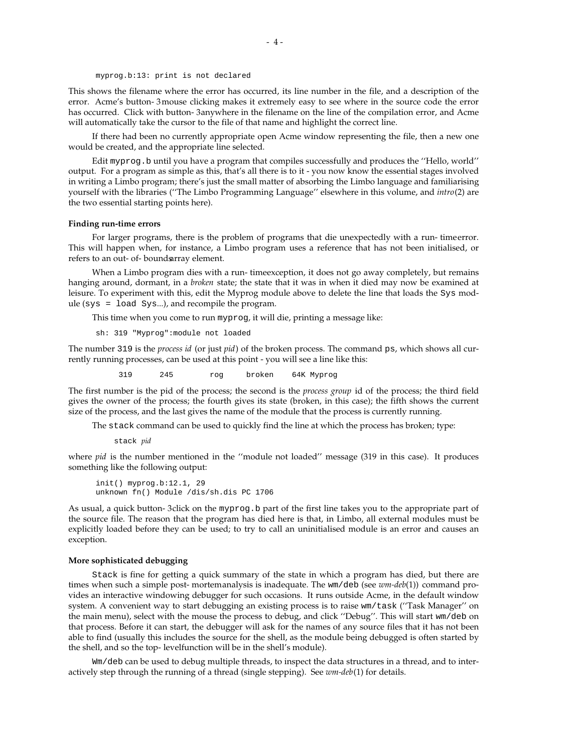```
myprog.b:13: print is not declared
```

This shows the filename where the error has occurred, its line number in the file, and a description of the error. Acme's button-3 mouse clicking makes it extremely easy to see where in the source code the error has occurred. Click with button-3 anywhere in the filename on the line of the compilation error, and Acme will automatically take the cursor to the file of that name and highlight the correct line.

If there had been no currently appropriate open Acme window representing the file, then a new one would be created, and the appropriate line selected.

Edit `myprog.b` until you have a program that compiles successfully and produces the ''Hello, world'' output. For a program as simple as this, that's all there is to it - you now know the essential stages involved in writing a Limbo program; there's just the small matter of absorbing the Limbo language and familiarising yourself with the libraries (''The Limbo Programming Language'' elsewhere in this volume, and *intro*(2) are the two essential starting points here).

**Finding run-time errors**

For larger programs, there is the problem of programs that die unexpectedly with a run-time error. This will happen when, for instance, a Limbo program uses a reference that has not been initialised, or refers to an out-of-bounds array element.

When a Limbo program dies with a run-time exception, it does not go away completely, but remains hanging around, dormant, in a *broken* state; the state that it was in when it died may now be examined at leisure. To experiment with this, edit the Myprog module above to delete the line that loads the `Sys` module (`sys = load Sys`...), and recompile the program.

This time when you come to run `myprog`, it will die, printing a message like:

```
sh: 319 "Myprog":module not loaded
```

The number `319` is the *process id* (or just *pid*) of the broken process. The command `ps`, which shows all currently running processes, can be used at this point - you will see a line like this:

```
    319     245       rog     broken    64K Myprog
```

The first number is the pid of the process; the second is the *process group* id of the process; the third field gives the owner of the process; the fourth gives its state (broken, in this case); the fifth shows the current size of the process, and the last gives the name of the module that the process is currently running.

The `stack` command can be used to quickly find the line at which the process has broken; type:

```
stack pid
```

where *pid* is the number mentioned in the ''module not loaded'' message (319 in this case). It produces something like the following output:

```
init() myprog.b:12.1, 29
unknown fn() Module /dis/sh.dis PC 1706
```

As usual, a quick button-3 click on the `myprog.b` part of the first line takes you to the appropriate part of the source file. The reason that the program has died here is that, in Limbo, all external modules must be explicitly loaded before they can be used; to try to call an uninitialised module is an error and causes an exception.

**More sophisticated debugging**

`Stack` is fine for getting a quick summary of the state in which a program has died, but there are times when such a simple post-mortem analysis is inadequate. The `wm/deb` (see *wm-deb*(1)) command provides an interactive windowing debugger for such occasions. It runs outside Acme, in the default window system. A convenient way to start debugging an existing process is to raise `wm/task` (''Task Manager'' on the main menu), select with the mouse the process to debug, and click ''Debug''. This will start `wm/deb` on that process. Before it can start, the debugger will ask for the names of any source files that it has not been able to find (usually this includes the source for the shell, as the module being debugged is often started by the shell, and so the top-level function will be in the shell's module).

`Wm/deb` can be used to debug multiple threads, to inspect the data structures in a thread, and to interactively step through the running of a thread (single stepping). See *wm-deb*(1) for details.